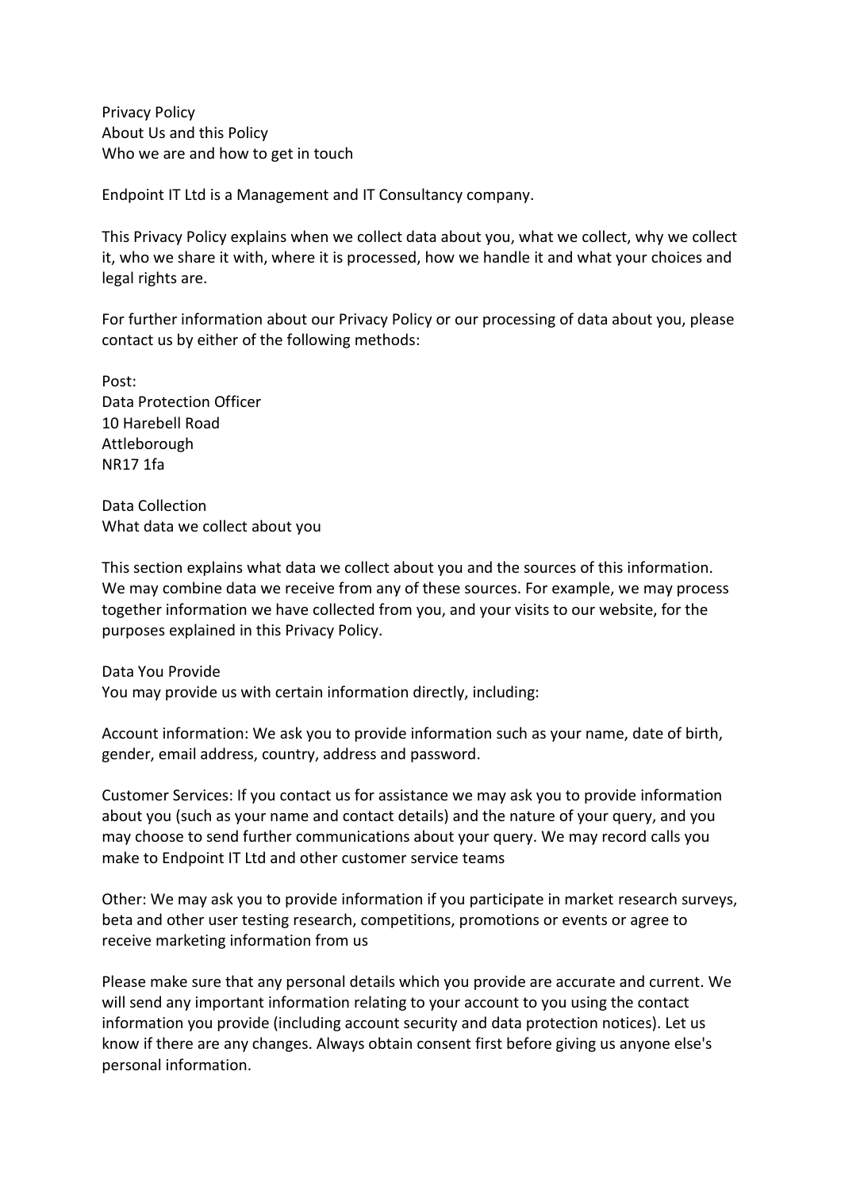# Privacy Policy

## About Us and this Policy

### Who we are and how to get in touch

Endpoint IT Ltd is a Management and IT Consultancy company.

This Privacy Policy explains when we collect data about you, what we collect, why we collect it, who we share it with, where it is processed, how we handle it and what your choices and legal rights are.

For further information about our Privacy Policy or our processing of data about you, please contact us by either of the following methods:

Post:
Data Protection Officer
10 Harebell Road
Attleborough
NR17 1fa

## Data Collection

### What data we collect about you

This section explains what data we collect about you and the sources of this information. We may combine data we receive from any of these sources. For example, we may process together information we have collected from you, and your visits to our website, for the purposes explained in this Privacy Policy.

### Data You Provide

You may provide us with certain information directly, including:

Account information: We ask you to provide information such as your name, date of birth, gender, email address, country, address and password.

Customer Services: If you contact us for assistance we may ask you to provide information about you (such as your name and contact details) and the nature of your query, and you may choose to send further communications about your query. We may record calls you make to Endpoint IT Ltd and other customer service teams

Other: We may ask you to provide information if you participate in market research surveys, beta and other user testing research, competitions, promotions or events or agree to receive marketing information from us

Please make sure that any personal details which you provide are accurate and current. We will send any important information relating to your account to you using the contact information you provide (including account security and data protection notices). Let us know if there are any changes. Always obtain consent first before giving us anyone else's personal information.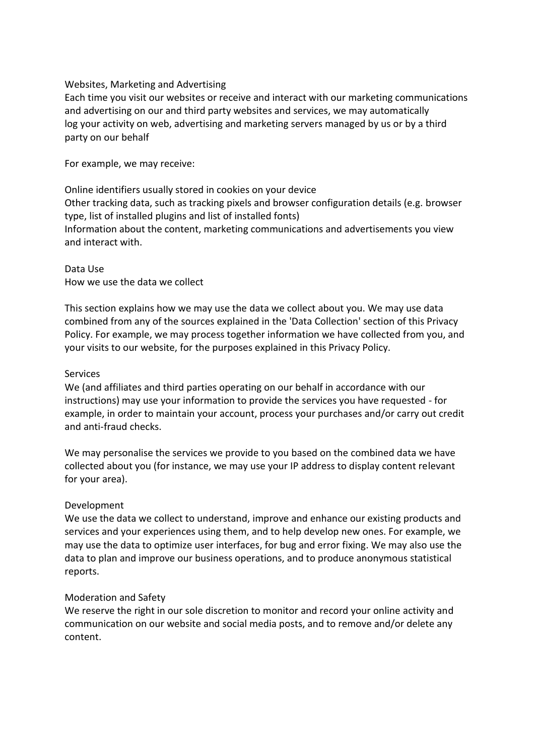## Websites, Marketing and Advertising

Each time you visit our websites or receive and interact with our marketing communications and advertising on our and third party websites and services, we may automatically log your activity on web, advertising and marketing servers managed by us or by a third party on our behalf

For example, we may receive:

- Online identifiers usually stored in cookies on your device
- Other tracking data, such as tracking pixels and browser configuration details (e.g. browser type, list of installed plugins and list of installed fonts)
- Information about the content, marketing communications and advertisements you view and interact with.

# Data Use

## How we use the data we collect

This section explains how we may use the data we collect about you. We may use data combined from any of the sources explained in the 'Data Collection' section of this Privacy Policy. For example, we may process together information we have collected from you, and your visits to our website, for the purposes explained in this Privacy Policy.

### Services

We (and affiliates and third parties operating on our behalf in accordance with our instructions) may use your information to provide the services you have requested - for example, in order to maintain your account, process your purchases and/or carry out credit and anti-fraud checks.

We may personalise the services we provide to you based on the combined data we have collected about you (for instance, we may use your IP address to display content relevant for your area).

### Development

We use the data we collect to understand, improve and enhance our existing products and services and your experiences using them, and to help develop new ones. For example, we may use the data to optimize user interfaces, for bug and error fixing. We may also use the data to plan and improve our business operations, and to produce anonymous statistical reports.

### Moderation and Safety

We reserve the right in our sole discretion to monitor and record your online activity and communication on our website and social media posts, and to remove and/or delete any content.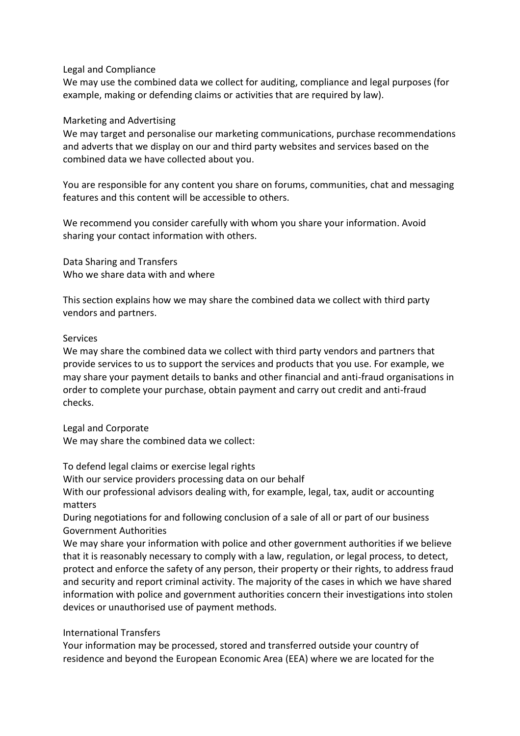### Legal and Compliance

We may use the combined data we collect for auditing, compliance and legal purposes (for example, making or defending claims or activities that are required by law).

### Marketing and Advertising

We may target and personalise our marketing communications, purchase recommendations and adverts that we display on our and third party websites and services based on the combined data we have collected about you.

You are responsible for any content you share on forums, communities, chat and messaging features and this content will be accessible to others.

We recommend you consider carefully with whom you share your information. Avoid sharing your contact information with others.

## Data Sharing and Transfers

Who we share data with and where

This section explains how we may share the combined data we collect with third party vendors and partners.

### Services

We may share the combined data we collect with third party vendors and partners that provide services to us to support the services and products that you use. For example, we may share your payment details to banks and other financial and anti-fraud organisations in order to complete your purchase, obtain payment and carry out credit and anti-fraud checks.

### Legal and Corporate

We may share the combined data we collect:

- To defend legal claims or exercise legal rights
- With our service providers processing data on our behalf
- With our professional advisors dealing with, for example, legal, tax, audit or accounting matters
- During negotiations for and following conclusion of a sale of all or part of our business

### Government Authorities

We may share your information with police and other government authorities if we believe that it is reasonably necessary to comply with a law, regulation, or legal process, to detect, protect and enforce the safety of any person, their property or their rights, to address fraud and security and report criminal activity. The majority of the cases in which we have shared information with police and government authorities concern their investigations into stolen devices or unauthorised use of payment methods.

### International Transfers

Your information may be processed, stored and transferred outside your country of residence and beyond the European Economic Area (EEA) where we are located for the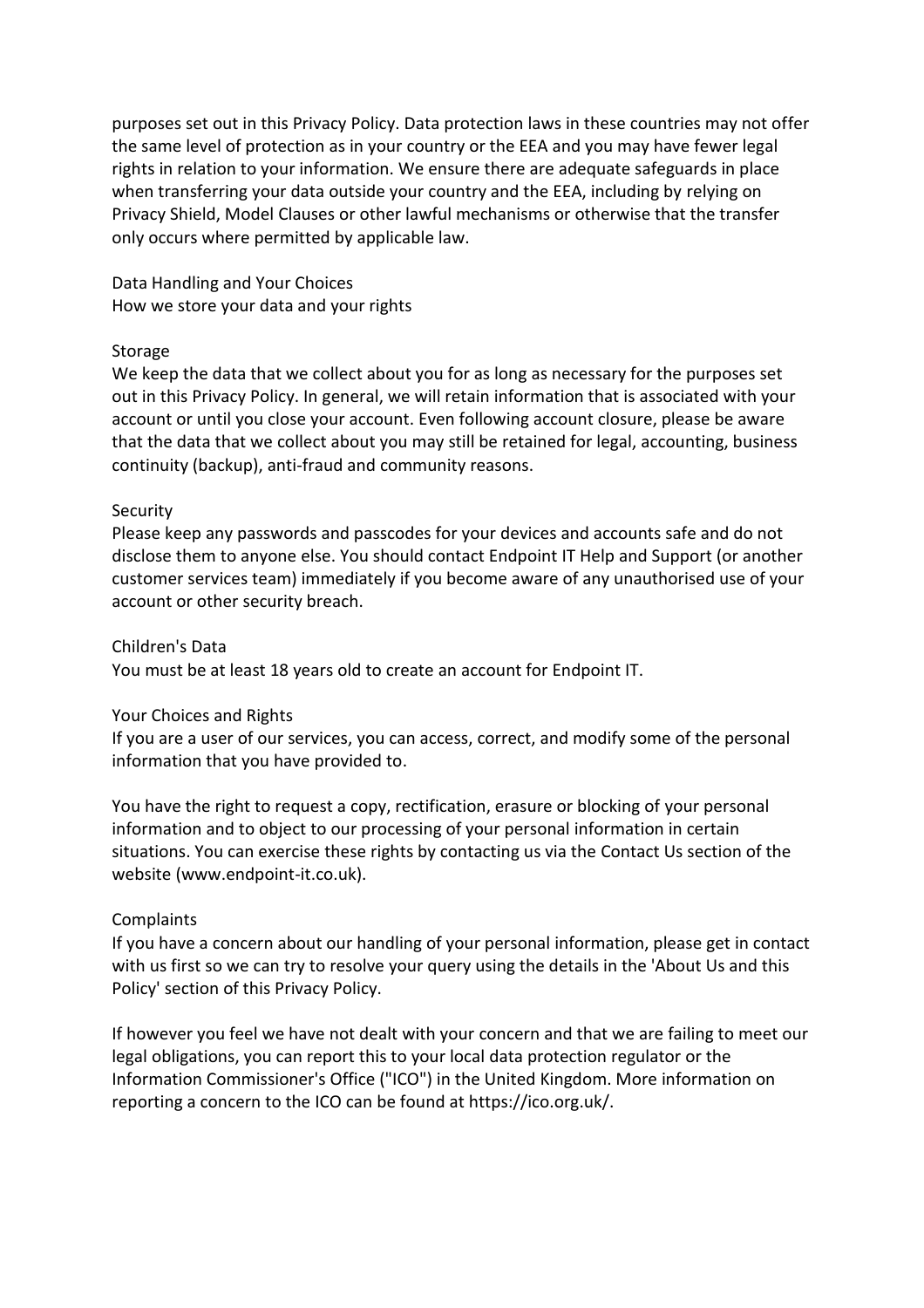purposes set out in this Privacy Policy. Data protection laws in these countries may not offer the same level of protection as in your country or the EEA and you may have fewer legal rights in relation to your information. We ensure there are adequate safeguards in place when transferring your data outside your country and the EEA, including by relying on Privacy Shield, Model Clauses or other lawful mechanisms or otherwise that the transfer only occurs where permitted by applicable law.

## Data Handling and Your Choices

How we store your data and your rights

### Storage

We keep the data that we collect about you for as long as necessary for the purposes set out in this Privacy Policy. In general, we will retain information that is associated with your account or until you close your account. Even following account closure, please be aware that the data that we collect about you may still be retained for legal, accounting, business continuity (backup), anti-fraud and community reasons.

### Security

Please keep any passwords and passcodes for your devices and accounts safe and do not disclose them to anyone else. You should contact Endpoint IT Help and Support (or another customer services team) immediately if you become aware of any unauthorised use of your account or other security breach.

### Children's Data

You must be at least 18 years old to create an account for Endpoint IT.

### Your Choices and Rights

If you are a user of our services, you can access, correct, and modify some of the personal information that you have provided to.

You have the right to request a copy, rectification, erasure or blocking of your personal information and to object to our processing of your personal information in certain situations. You can exercise these rights by contacting us via the Contact Us section of the website (www.endpoint-it.co.uk).

### Complaints

If you have a concern about our handling of your personal information, please get in contact with us first so we can try to resolve your query using the details in the 'About Us and this Policy' section of this Privacy Policy.

If however you feel we have not dealt with your concern and that we are failing to meet our legal obligations, you can report this to your local data protection regulator or the Information Commissioner's Office ("ICO") in the United Kingdom. More information on reporting a concern to the ICO can be found at https://ico.org.uk/.